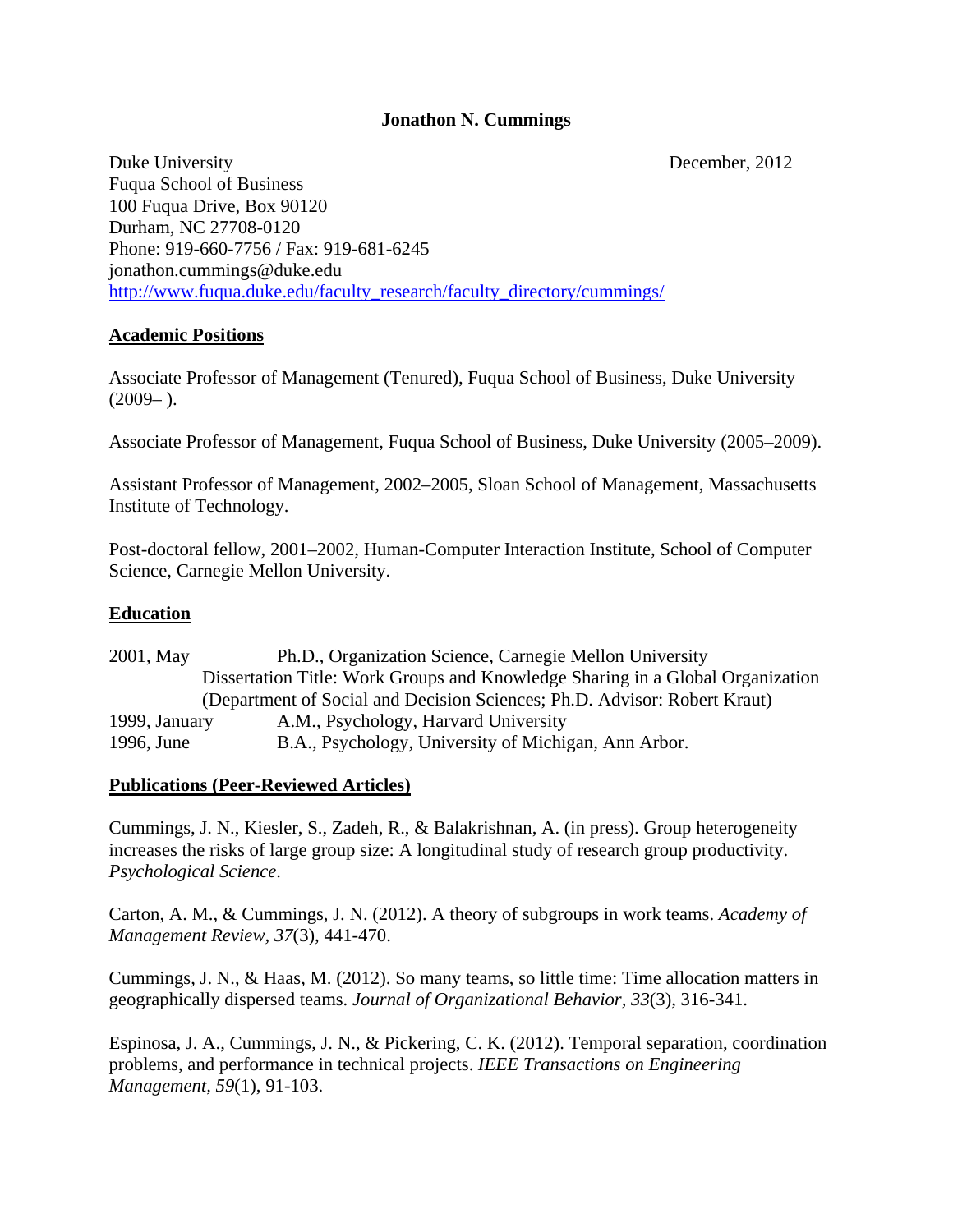**Jonathon N. Cummings**

Duke University December, 2012
Fuqua School of Business
100 Fuqua Drive, Box 90120
Durham, NC 27708-0120
Phone: 919-660-7756 / Fax: 919-681-6245
jonathon.cummings@duke.edu
http://www.fuqua.duke.edu/faculty_research/faculty_directory/cummings/

## Academic Positions

Associate Professor of Management (Tenured), Fuqua School of Business, Duke University (2009– ).

Associate Professor of Management, Fuqua School of Business, Duke University (2005–2009).

Assistant Professor of Management, 2002–2005, Sloan School of Management, Massachusetts Institute of Technology.

Post-doctoral fellow, 2001–2002, Human-Computer Interaction Institute, School of Computer Science, Carnegie Mellon University.

## Education

2001, May Ph.D., Organization Science, Carnegie Mellon University
Dissertation Title: Work Groups and Knowledge Sharing in a Global Organization
(Department of Social and Decision Sciences; Ph.D. Advisor: Robert Kraut)

1999, January A.M., Psychology, Harvard University

1996, June B.A., Psychology, University of Michigan, Ann Arbor.

## Publications (Peer-Reviewed Articles)

Cummings, J. N., Kiesler, S., Zadeh, R., & Balakrishnan, A. (in press). Group heterogeneity increases the risks of large group size: A longitudinal study of research group productivity. *Psychological Science*.

Carton, A. M., & Cummings, J. N. (2012). A theory of subgroups in work teams. *Academy of Management Review*, *37*(3), 441-470.

Cummings, J. N., & Haas, M. (2012). So many teams, so little time: Time allocation matters in geographically dispersed teams. *Journal of Organizational Behavior*, *33*(3), 316-341.

Espinosa, J. A., Cummings, J. N., & Pickering, C. K. (2012). Temporal separation, coordination problems, and performance in technical projects. *IEEE Transactions on Engineering Management*, *59*(1), 91-103.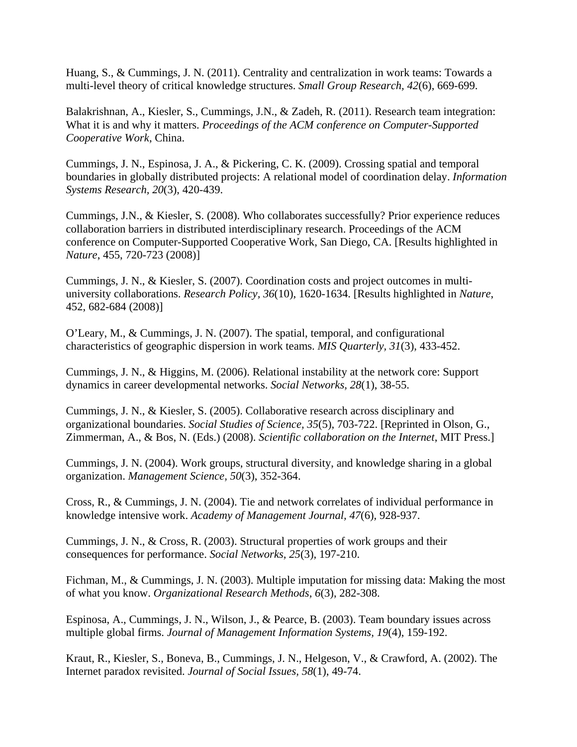Huang, S., & Cummings, J. N. (2011). Centrality and centralization in work teams: Towards a multi-level theory of critical knowledge structures. *Small Group Research, 42*(6), 669-699.

Balakrishnan, A., Kiesler, S., Cummings, J.N., & Zadeh, R. (2011). Research team integration: What it is and why it matters. *Proceedings of the ACM conference on Computer-Supported Cooperative Work*, China.

Cummings, J. N., Espinosa, J. A., & Pickering, C. K. (2009). Crossing spatial and temporal boundaries in globally distributed projects: A relational model of coordination delay. *Information Systems Research, 20*(3), 420-439.

Cummings, J.N., & Kiesler, S. (2008). Who collaborates successfully? Prior experience reduces collaboration barriers in distributed interdisciplinary research. Proceedings of the ACM conference on Computer-Supported Cooperative Work, San Diego, CA. [Results highlighted in *Nature*, 455, 720-723 (2008)]

Cummings, J. N., & Kiesler, S. (2007). Coordination costs and project outcomes in multi-university collaborations. *Research Policy, 36*(10), 1620-1634. [Results highlighted in *Nature*, 452, 682-684 (2008)]

O'Leary, M., & Cummings, J. N. (2007). The spatial, temporal, and configurational characteristics of geographic dispersion in work teams. *MIS Quarterly, 31*(3), 433-452.

Cummings, J. N., & Higgins, M. (2006). Relational instability at the network core: Support dynamics in career developmental networks. *Social Networks, 28*(1), 38-55.

Cummings, J. N., & Kiesler, S. (2005). Collaborative research across disciplinary and organizational boundaries. *Social Studies of Science, 35*(5), 703-722. [Reprinted in Olson, G., Zimmerman, A., & Bos, N. (Eds.) (2008). *Scientific collaboration on the Internet*, MIT Press.]

Cummings, J. N. (2004). Work groups, structural diversity, and knowledge sharing in a global organization. *Management Science, 50*(3), 352-364.

Cross, R., & Cummings, J. N. (2004). Tie and network correlates of individual performance in knowledge intensive work. *Academy of Management Journal, 47*(6), 928-937.

Cummings, J. N., & Cross, R. (2003). Structural properties of work groups and their consequences for performance. *Social Networks, 25*(3), 197-210.

Fichman, M., & Cummings, J. N. (2003). Multiple imputation for missing data: Making the most of what you know. *Organizational Research Methods, 6*(3), 282-308.

Espinosa, A., Cummings, J. N., Wilson, J., & Pearce, B. (2003). Team boundary issues across multiple global firms. *Journal of Management Information Systems, 19*(4), 159-192.

Kraut, R., Kiesler, S., Boneva, B., Cummings, J. N., Helgeson, V., & Crawford, A. (2002). The Internet paradox revisited. *Journal of Social Issues, 58*(1), 49-74.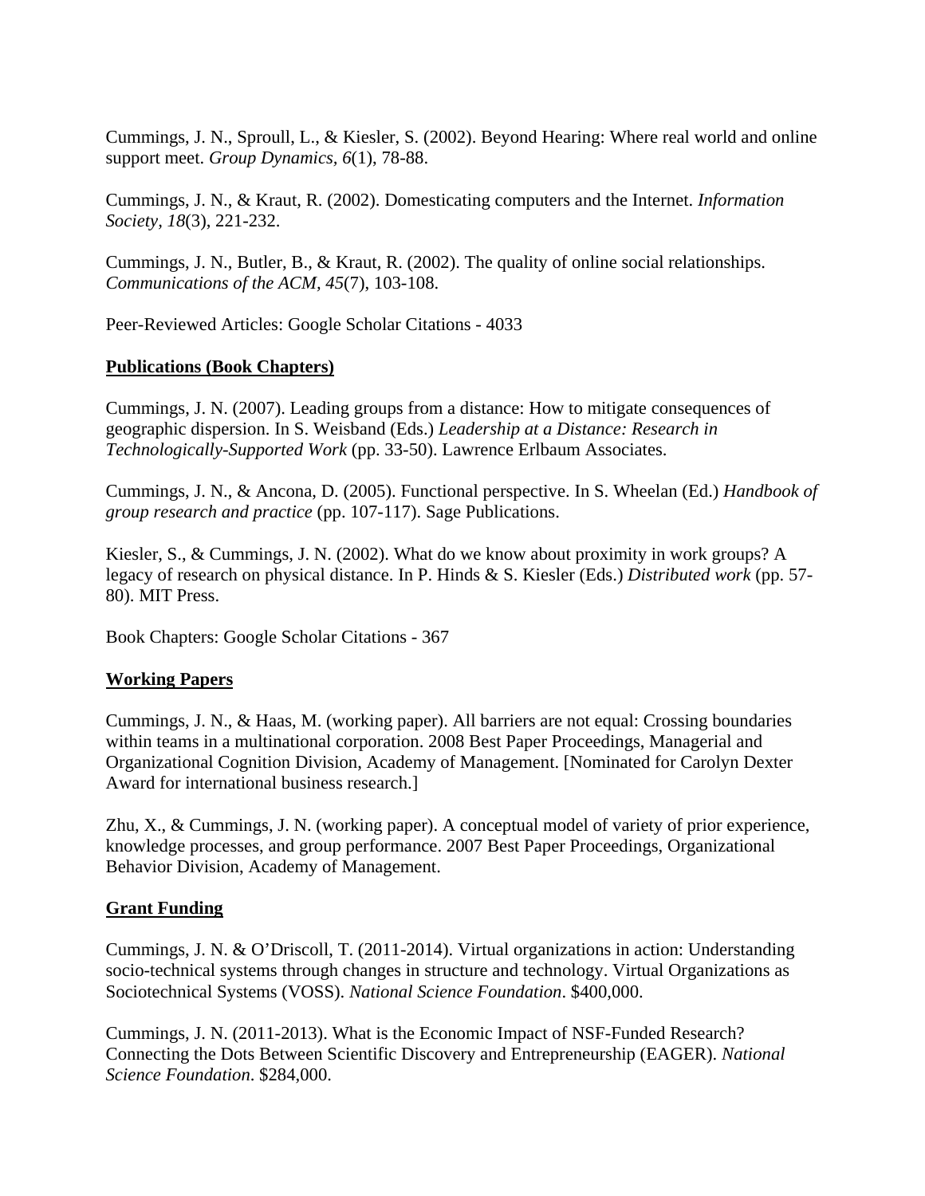Cummings, J. N., Sproull, L., & Kiesler, S. (2002). Beyond Hearing: Where real world and online support meet. *Group Dynamics, 6*(1), 78-88.

Cummings, J. N., & Kraut, R. (2002). Domesticating computers and the Internet. *Information Society, 18*(3), 221-232.

Cummings, J. N., Butler, B., & Kraut, R. (2002). The quality of online social relationships. *Communications of the ACM, 45*(7), 103-108.

Peer-Reviewed Articles: Google Scholar Citations - 4033

**Publications (Book Chapters)**

Cummings, J. N. (2007). Leading groups from a distance: How to mitigate consequences of geographic dispersion. In S. Weisband (Eds.) *Leadership at a Distance: Research in Technologically-Supported Work* (pp. 33-50). Lawrence Erlbaum Associates.

Cummings, J. N., & Ancona, D. (2005). Functional perspective. In S. Wheelan (Ed.) *Handbook of group research and practice* (pp. 107-117). Sage Publications.

Kiesler, S., & Cummings, J. N. (2002). What do we know about proximity in work groups? A legacy of research on physical distance. In P. Hinds & S. Kiesler (Eds.) *Distributed work* (pp. 57-80). MIT Press.

Book Chapters: Google Scholar Citations - 367

**Working Papers**

Cummings, J. N., & Haas, M. (working paper). All barriers are not equal: Crossing boundaries within teams in a multinational corporation. 2008 Best Paper Proceedings, Managerial and Organizational Cognition Division, Academy of Management. [Nominated for Carolyn Dexter Award for international business research.]

Zhu, X., & Cummings, J. N. (working paper). A conceptual model of variety of prior experience, knowledge processes, and group performance. 2007 Best Paper Proceedings, Organizational Behavior Division, Academy of Management.

**Grant Funding**

Cummings, J. N. & O'Driscoll, T. (2011-2014). Virtual organizations in action: Understanding socio-technical systems through changes in structure and technology. Virtual Organizations as Sociotechnical Systems (VOSS). *National Science Foundation*. $400,000.

Cummings, J. N. (2011-2013). What is the Economic Impact of NSF-Funded Research? Connecting the Dots Between Scientific Discovery and Entrepreneurship (EAGER). *National Science Foundation*. $284,000.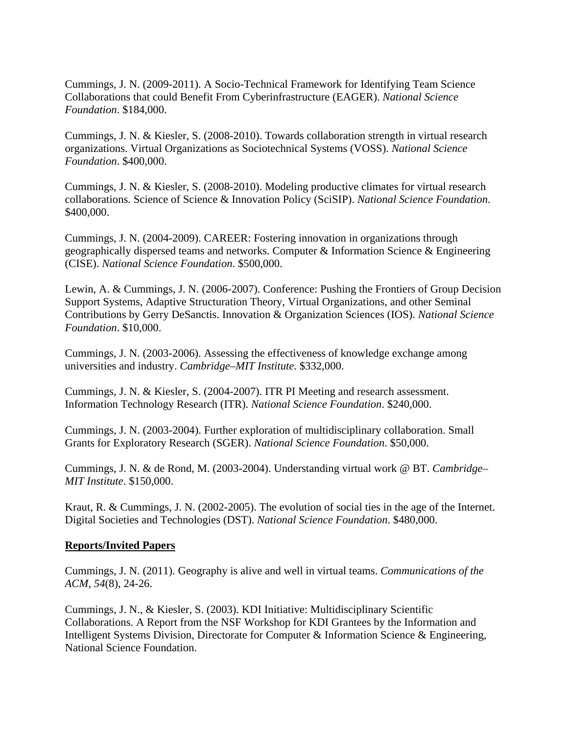Cummings, J. N. (2009-2011). A Socio-Technical Framework for Identifying Team Science Collaborations that could Benefit From Cyberinfrastructure (EAGER). *National Science Foundation*. $184,000.

Cummings, J. N. & Kiesler, S. (2008-2010). Towards collaboration strength in virtual research organizations. Virtual Organizations as Sociotechnical Systems (VOSS). *National Science Foundation*. $400,000.

Cummings, J. N. & Kiesler, S. (2008-2010). Modeling productive climates for virtual research collaborations. Science of Science & Innovation Policy (SciSIP). *National Science Foundation*. $400,000.

Cummings, J. N. (2004-2009). CAREER: Fostering innovation in organizations through geographically dispersed teams and networks. Computer & Information Science & Engineering (CISE). *National Science Foundation*. $500,000.

Lewin, A. & Cummings, J. N. (2006-2007). Conference: Pushing the Frontiers of Group Decision Support Systems, Adaptive Structuration Theory, Virtual Organizations, and other Seminal Contributions by Gerry DeSanctis. Innovation & Organization Sciences (IOS). *National Science Foundation*. $10,000.

Cummings, J. N. (2003-2006). Assessing the effectiveness of knowledge exchange among universities and industry. *Cambridge–MIT Institute*. $332,000.

Cummings, J. N. & Kiesler, S. (2004-2007). ITR PI Meeting and research assessment. Information Technology Research (ITR). *National Science Foundation*. $240,000.

Cummings, J. N. (2003-2004). Further exploration of multidisciplinary collaboration. Small Grants for Exploratory Research (SGER). *National Science Foundation*. $50,000.

Cummings, J. N. & de Rond, M. (2003-2004). Understanding virtual work @ BT. *Cambridge–MIT Institute*. $150,000.

Kraut, R. & Cummings, J. N. (2002-2005). The evolution of social ties in the age of the Internet. Digital Societies and Technologies (DST). *National Science Foundation*. $480,000.

**Reports/Invited Papers**

Cummings, J. N. (2011). Geography is alive and well in virtual teams. *Communications of the ACM*, *54*(8), 24-26.

Cummings, J. N., & Kiesler, S. (2003). KDI Initiative: Multidisciplinary Scientific Collaborations. A Report from the NSF Workshop for KDI Grantees by the Information and Intelligent Systems Division, Directorate for Computer & Information Science & Engineering, National Science Foundation.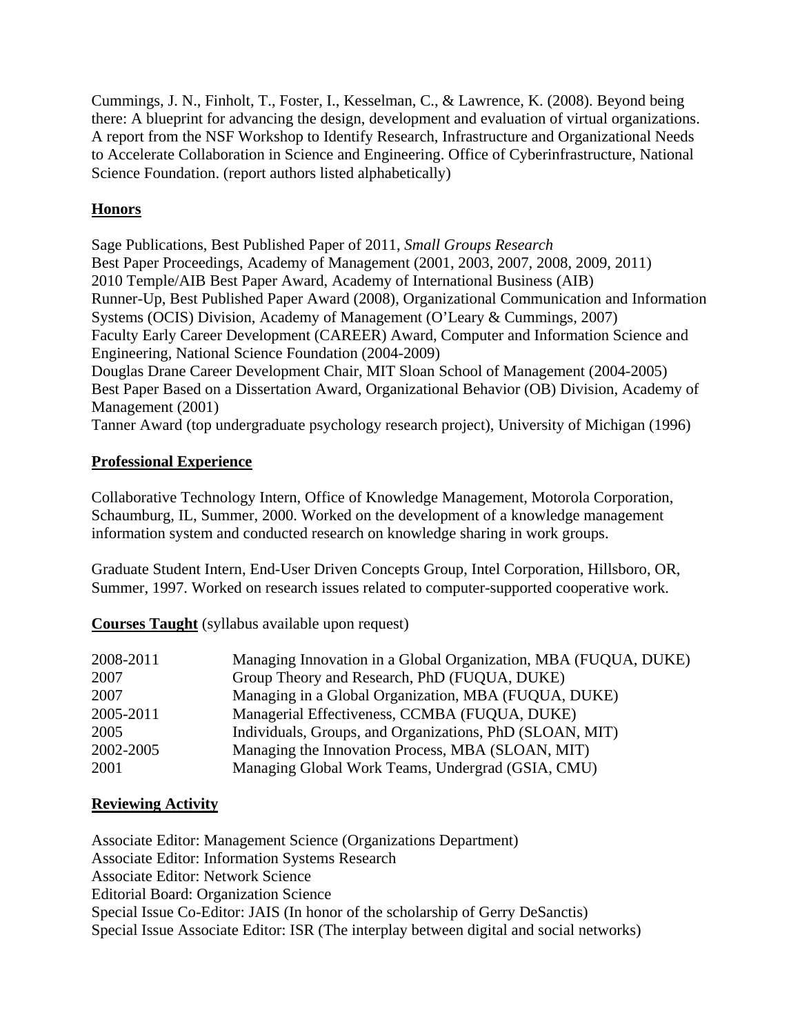Cummings, J. N., Finholt, T., Foster, I., Kesselman, C., & Lawrence, K. (2008). Beyond being there: A blueprint for advancing the design, development and evaluation of virtual organizations. A report from the NSF Workshop to Identify Research, Infrastructure and Organizational Needs to Accelerate Collaboration in Science and Engineering. Office of Cyberinfrastructure, National Science Foundation. (report authors listed alphabetically)

## Honors

Sage Publications, Best Published Paper of 2011, *Small Groups Research*
Best Paper Proceedings, Academy of Management (2001, 2003, 2007, 2008, 2009, 2011)
2010 Temple/AIB Best Paper Award, Academy of International Business (AIB)
Runner-Up, Best Published Paper Award (2008), Organizational Communication and Information Systems (OCIS) Division, Academy of Management (O'Leary & Cummings, 2007)
Faculty Early Career Development (CAREER) Award, Computer and Information Science and Engineering, National Science Foundation (2004-2009)
Douglas Drane Career Development Chair, MIT Sloan School of Management (2004-2005)
Best Paper Based on a Dissertation Award, Organizational Behavior (OB) Division, Academy of Management (2001)
Tanner Award (top undergraduate psychology research project), University of Michigan (1996)

## Professional Experience

Collaborative Technology Intern, Office of Knowledge Management, Motorola Corporation, Schaumburg, IL, Summer, 2000. Worked on the development of a knowledge management information system and conducted research on knowledge sharing in work groups.

Graduate Student Intern, End-User Driven Concepts Group, Intel Corporation, Hillsboro, OR, Summer, 1997. Worked on research issues related to computer-supported cooperative work.

## Courses Taught (syllabus available upon request)

| | |
|---|---|
| 2008-2011 | Managing Innovation in a Global Organization, MBA (FUQUA, DUKE) |
| 2007 | Group Theory and Research, PhD (FUQUA, DUKE) |
| 2007 | Managing in a Global Organization, MBA (FUQUA, DUKE) |
| 2005-2011 | Managerial Effectiveness, CCMBA (FUQUA, DUKE) |
| 2005 | Individuals, Groups, and Organizations, PhD (SLOAN, MIT) |
| 2002-2005 | Managing the Innovation Process, MBA (SLOAN, MIT) |
| 2001 | Managing Global Work Teams, Undergrad (GSIA, CMU) |

## Reviewing Activity

Associate Editor: Management Science (Organizations Department)
Associate Editor: Information Systems Research
Associate Editor: Network Science
Editorial Board: Organization Science
Special Issue Co-Editor: JAIS (In honor of the scholarship of Gerry DeSanctis)
Special Issue Associate Editor: ISR (The interplay between digital and social networks)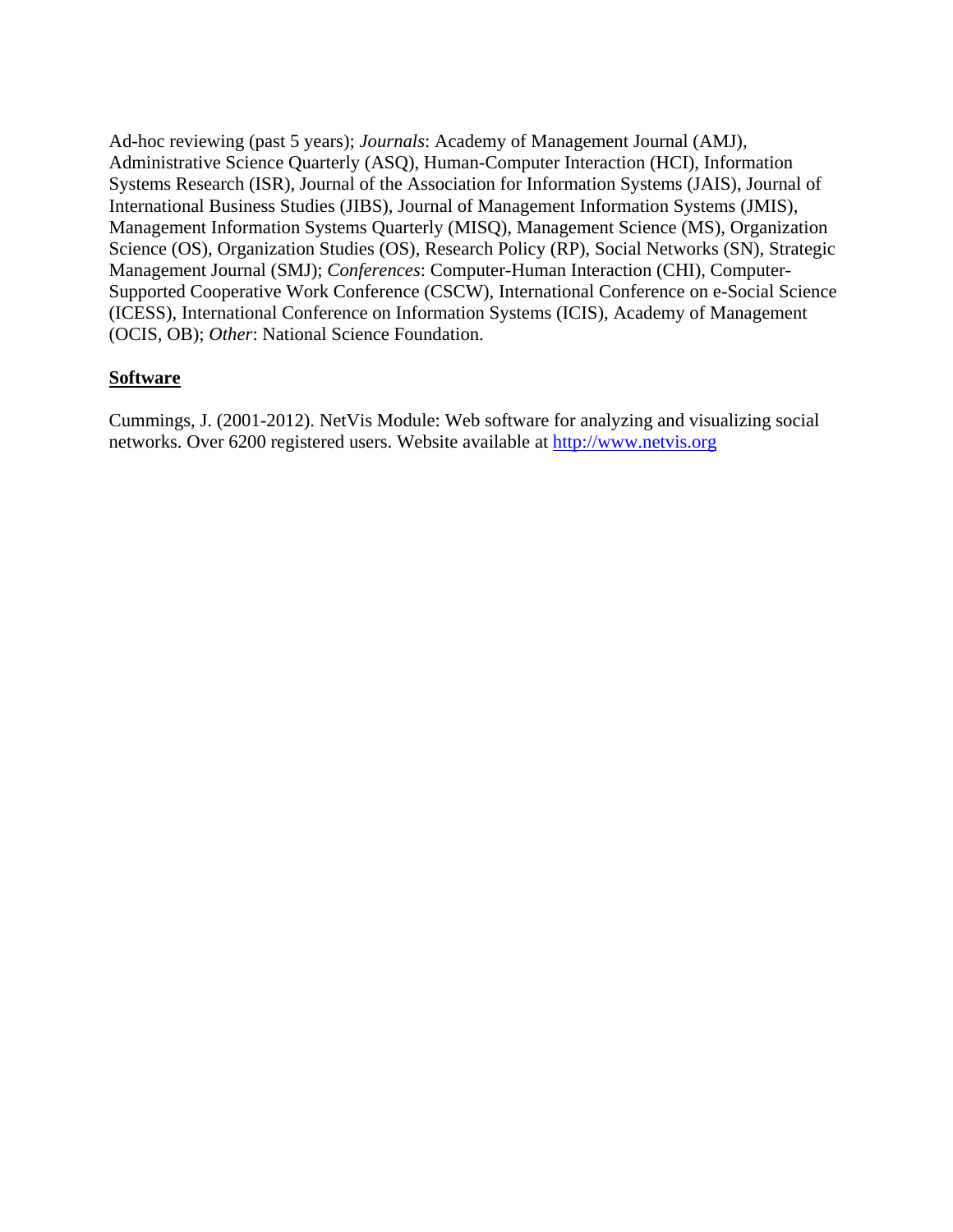Ad-hoc reviewing (past 5 years); *Journals*: Academy of Management Journal (AMJ), Administrative Science Quarterly (ASQ), Human-Computer Interaction (HCI), Information Systems Research (ISR), Journal of the Association for Information Systems (JAIS), Journal of International Business Studies (JIBS), Journal of Management Information Systems (JMIS), Management Information Systems Quarterly (MISQ), Management Science (MS), Organization Science (OS), Organization Studies (OS), Research Policy (RP), Social Networks (SN), Strategic Management Journal (SMJ); *Conferences*: Computer-Human Interaction (CHI), Computer-Supported Cooperative Work Conference (CSCW), International Conference on e-Social Science (ICESS), International Conference on Information Systems (ICIS), Academy of Management (OCIS, OB); *Other*: National Science Foundation.

## Software

Cummings, J. (2001-2012). NetVis Module: Web software for analyzing and visualizing social networks. Over 6200 registered users. Website available at [http://www.netvis.org](http://www.netvis.org)